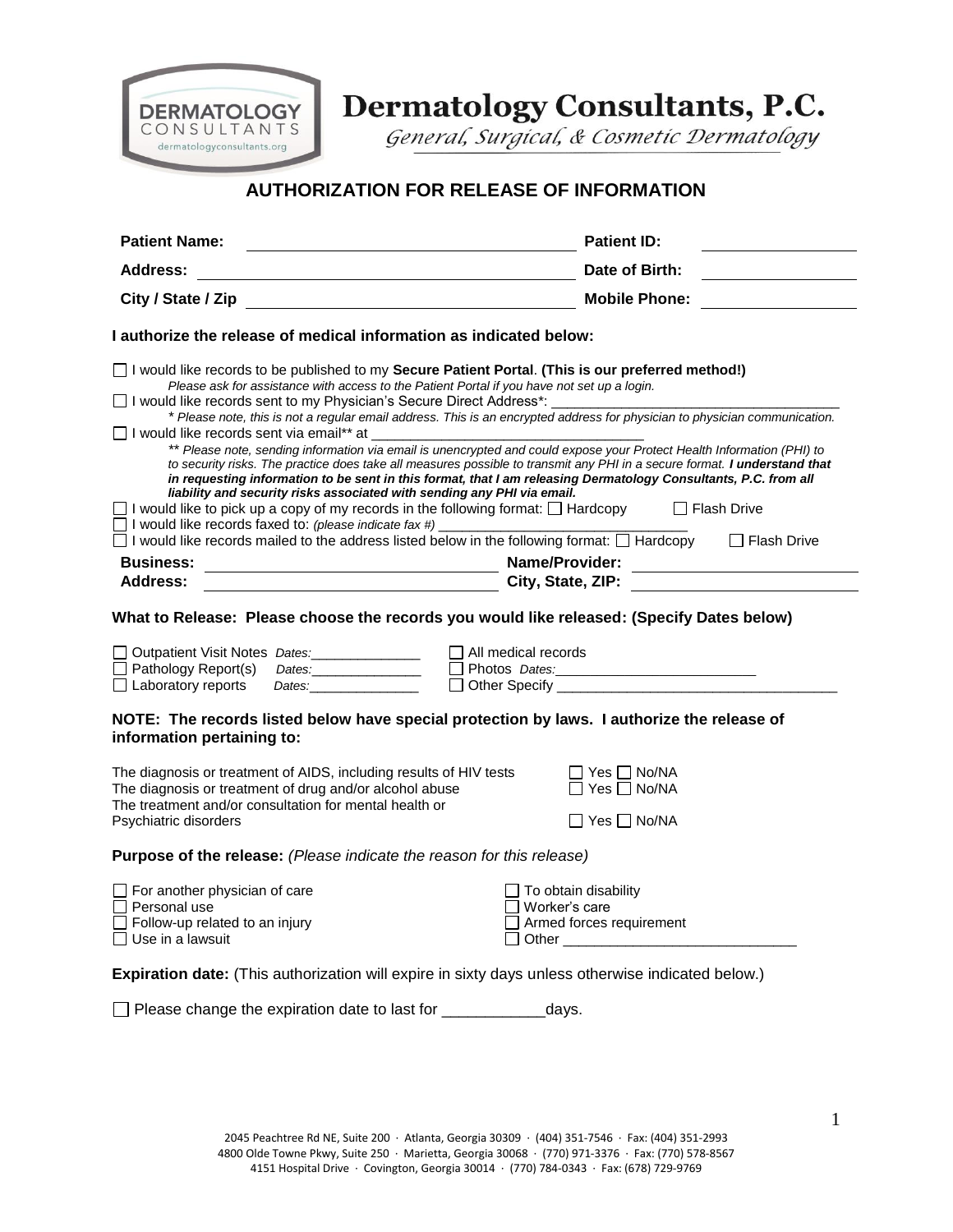# Dermatology Consultants, P.C.

*General, Surgical, & Cosmetic Dermatology*

## AUTHORIZATION FOR RELEASE OF INFORMATION

**Patient Name:** ______________________________ **Patient ID:** ______________

**Address:** ______________________________ **Date of Birth:** ______________

**City / State / Zip** ______________________________ **Mobile Phone:** ______________

**I authorize the release of medical information as indicated below:**

☐ I would like records to be published to my **Secure Patient Portal**. **(This is our preferred method!)**
*Please ask for assistance with access to the Patient Portal if you have not set up a login.*

☐ I would like records sent to my Physician's Secure Direct Address*: ___________________________________
\* *Please note, this is not a regular email address. This is an encrypted address for physician to physician communication.*

☐ I would like records sent via email** at ________________________________
*\*\* Please note, sending information via email is unencrypted and could expose your Protect Health Information (PHI) to to security risks. The practice does take all measures possible to transmit any PHI in a secure format.* ***I understand that in requesting information to be sent in this format, that I am releasing Dermatology Consultants, P.C. from all liability and security risks associated with sending any PHI via email.***

☐ I would like to pick up a copy of my records in the following format: ☐ Hardcopy ☐ Flash Drive

☐ I would like records faxed to: *(please indicate fax #)* ______________________________

☐ I would like records mailed to the address listed below in the following format: ☐ Hardcopy ☐ Flash Drive

**Business:** ______________________________ **Name/Provider:** ______________________________

**Address:** ______________________________ **City, State, ZIP:** ______________________________

**What to Release: Please choose the records you would like released: (Specify Dates below)**

☐ Outpatient Visit Notes *Dates:*______________
☐ Pathology Report(s) *Dates:*______________
☐ Laboratory reports *Dates:*______________
☐ All medical records
☐ Photos *Dates:*__________________________
☐ Other Specify ___________________________________

**NOTE: The records listed below have special protection by laws. I authorize the release of information pertaining to:**

The diagnosis or treatment of AIDS, including results of HIV tests ☐ Yes ☐ No/NA

The diagnosis or treatment of drug and/or alcohol abuse ☐ Yes ☐ No/NA

The treatment and/or consultation for mental health or Psychiatric disorders ☐ Yes ☐ No/NA

**Purpose of the release:** *(Please indicate the reason for this release)*

☐ For another physician of care
☐ Personal use
☐ Follow-up related to an injury
☐ Use in a lawsuit
☐ To obtain disability
☐ Worker's care
☐ Armed forces requirement
☐ Other _____________________________

**Expiration date:** (This authorization will expire in sixty days unless otherwise indicated below.)

☐ Please change the expiration date to last for ____________days.

2045 Peachtree Rd NE, Suite 200 · Atlanta, Georgia 30309 · (404) 351-7546 · Fax: (404) 351-2993
4800 Olde Towne Pkwy, Suite 250 · Marietta, Georgia 30068 · (770) 971-3376 · Fax: (770) 578-8567
4151 Hospital Drive · Covington, Georgia 30014 · (770) 784-0343 · Fax: (678) 729-9769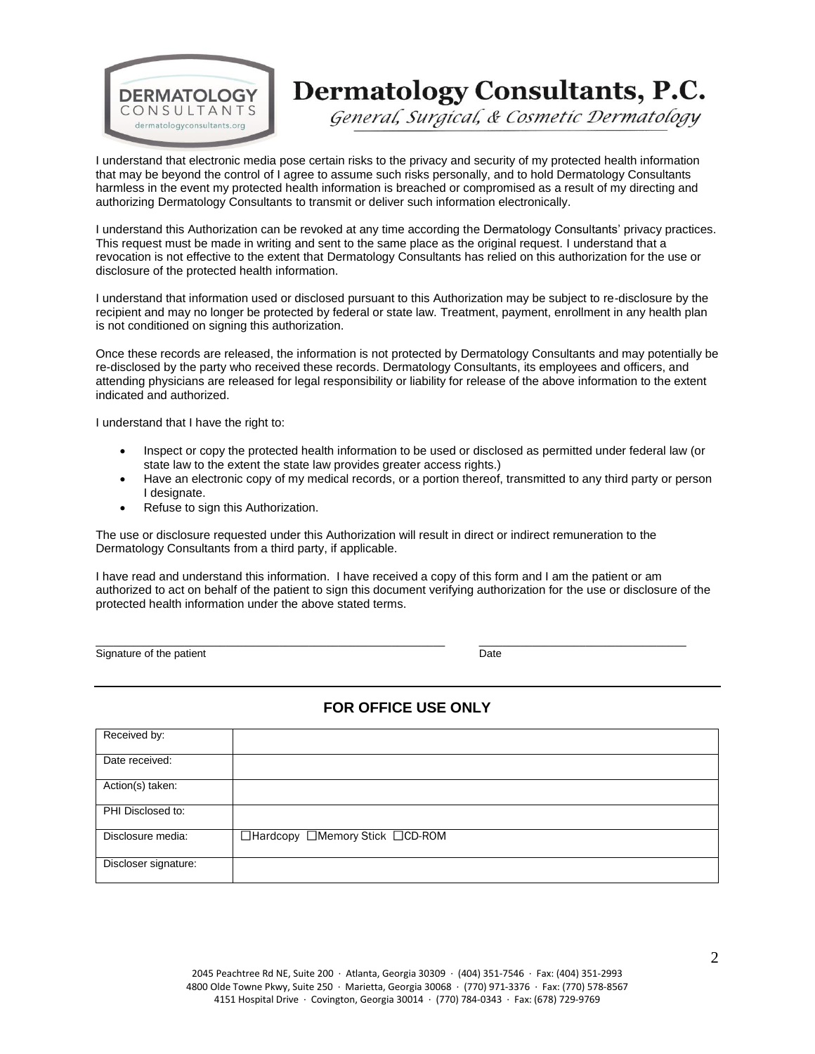# Dermatology Consultants, P.C.

*General, Surgical, & Cosmetic Dermatology*

I understand that electronic media pose certain risks to the privacy and security of my protected health information that may be beyond the control of I agree to assume such risks personally, and to hold Dermatology Consultants harmless in the event my protected health information is breached or compromised as a result of my directing and authorizing Dermatology Consultants to transmit or deliver such information electronically.

I understand this Authorization can be revoked at any time according the Dermatology Consultants' privacy practices. This request must be made in writing and sent to the same place as the original request. I understand that a revocation is not effective to the extent that Dermatology Consultants has relied on this authorization for the use or disclosure of the protected health information.

I understand that information used or disclosed pursuant to this Authorization may be subject to re-disclosure by the recipient and may no longer be protected by federal or state law. Treatment, payment, enrollment in any health plan is not conditioned on signing this authorization.

Once these records are released, the information is not protected by Dermatology Consultants and may potentially be re-disclosed by the party who received these records. Dermatology Consultants, its employees and officers, and attending physicians are released for legal responsibility or liability for release of the above information to the extent indicated and authorized.

I understand that I have the right to:

- Inspect or copy the protected health information to be used or disclosed as permitted under federal law (or state law to the extent the state law provides greater access rights.)
- Have an electronic copy of my medical records, or a portion thereof, transmitted to any third party or person I designate.
- Refuse to sign this Authorization.

The use or disclosure requested under this Authorization will result in direct or indirect remuneration to the Dermatology Consultants from a third party, if applicable.

I have read and understand this information. I have received a copy of this form and I am the patient or am authorized to act on behalf of the patient to sign this document verifying authorization for the use or disclosure of the protected health information under the above stated terms.

\_\_\_\_\_\_\_\_\_\_\_\_\_\_\_\_\_\_\_\_\_\_\_\_\_\_\_\_\_\_\_\_\_\_\_\_\_\_\_\_ \_\_\_\_\_\_\_\_\_\_\_\_\_\_\_\_\_\_\_\_\_\_\_\_\_\_

Signature of the patient Date

## FOR OFFICE USE ONLY

| | |
|---|---|
| Received by: | |
| Date received: | |
| Action(s) taken: | |
| PHI Disclosed to: | |
| Disclosure media: | ☐Hardcopy ☐Memory Stick ☐CD-ROM |
| Discloser signature: | |

2045 Peachtree Rd NE, Suite 200 · Atlanta, Georgia 30309 · (404) 351-7546 · Fax: (404) 351-2993
4800 Olde Towne Pkwy, Suite 250 · Marietta, Georgia 30068 · (770) 971-3376 · Fax: (770) 578-8567
4151 Hospital Drive · Covington, Georgia 30014 · (770) 784-0343 · Fax: (678) 729-9769